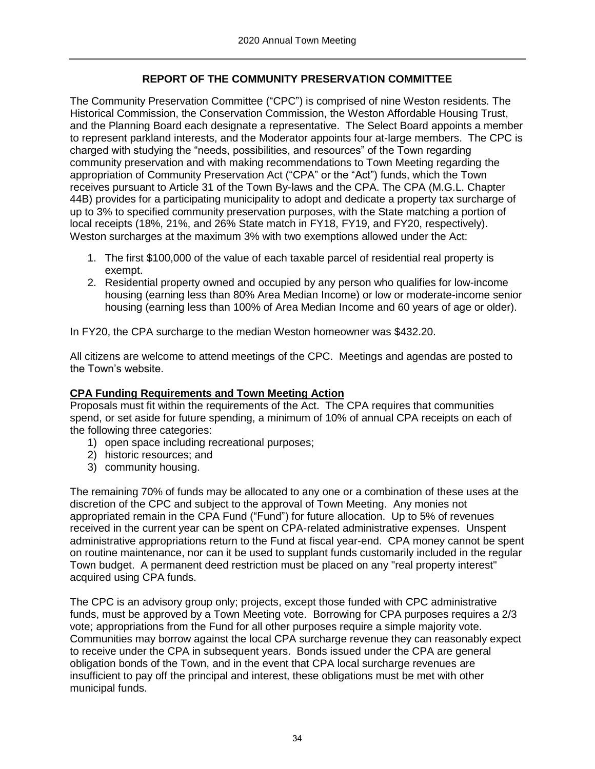## REPORT OF THE COMMUNITY PRESERVATION COMMITTEE

The Community Preservation Committee ("CPC") is comprised of nine Weston residents. The Historical Commission, the Conservation Commission, the Weston Affordable Housing Trust, and the Planning Board each designate a representative. The Select Board appoints a member to represent parkland interests, and the Moderator appoints four at-large members. The CPC is charged with studying the "needs, possibilities, and resources" of the Town regarding community preservation and with making recommendations to Town Meeting regarding the appropriation of Community Preservation Act ("CPA" or the "Act") funds, which the Town receives pursuant to Article 31 of the Town By-laws and the CPA. The CPA (M.G.L. Chapter 44B) provides for a participating municipality to adopt and dedicate a property tax surcharge of up to 3% to specified community preservation purposes, with the State matching a portion of local receipts (18%, 21%, and 26% State match in FY18, FY19, and FY20, respectively). Weston surcharges at the maximum 3% with two exemptions allowed under the Act:

1. The first $100,000 of the value of each taxable parcel of residential real property is exempt.
2. Residential property owned and occupied by any person who qualifies for low-income housing (earning less than 80% Area Median Income) or low or moderate-income senior housing (earning less than 100% of Area Median Income and 60 years of age or older).

In FY20, the CPA surcharge to the median Weston homeowner was $432.20.

All citizens are welcome to attend meetings of the CPC. Meetings and agendas are posted to the Town's website.

### CPA Funding Requirements and Town Meeting Action

Proposals must fit within the requirements of the Act. The CPA requires that communities spend, or set aside for future spending, a minimum of 10% of annual CPA receipts on each of the following three categories:

1) open space including recreational purposes;
2) historic resources; and
3) community housing.

The remaining 70% of funds may be allocated to any one or a combination of these uses at the discretion of the CPC and subject to the approval of Town Meeting. Any monies not appropriated remain in the CPA Fund ("Fund") for future allocation. Up to 5% of revenues received in the current year can be spent on CPA-related administrative expenses. Unspent administrative appropriations return to the Fund at fiscal year-end. CPA money cannot be spent on routine maintenance, nor can it be used to supplant funds customarily included in the regular Town budget. A permanent deed restriction must be placed on any "real property interest" acquired using CPA funds.

The CPC is an advisory group only; projects, except those funded with CPC administrative funds, must be approved by a Town Meeting vote. Borrowing for CPA purposes requires a 2/3 vote; appropriations from the Fund for all other purposes require a simple majority vote. Communities may borrow against the local CPA surcharge revenue they can reasonably expect to receive under the CPA in subsequent years. Bonds issued under the CPA are general obligation bonds of the Town, and in the event that CPA local surcharge revenues are insufficient to pay off the principal and interest, these obligations must be met with other municipal funds.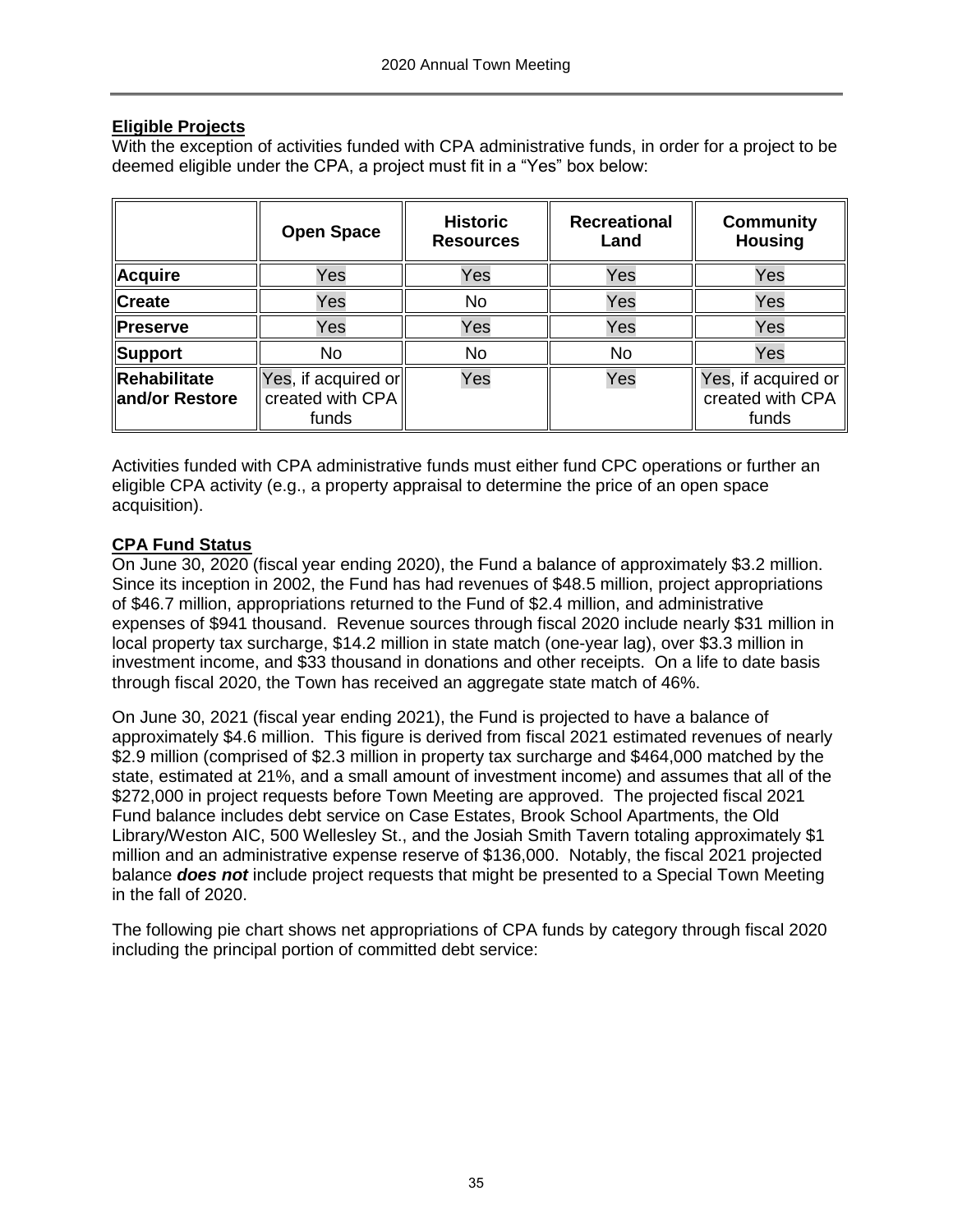## Eligible Projects

With the exception of activities funded with CPA administrative funds, in order for a project to be deemed eligible under the CPA, a project must fit in a "Yes" box below:

| | Open Space | Historic Resources | Recreational Land | Community Housing |
|---|---|---|---|---|
| **Acquire** | Yes | Yes | Yes | Yes |
| **Create** | Yes | No | Yes | Yes |
| **Preserve** | Yes | Yes | Yes | Yes |
| **Support** | No | No | No | Yes |
| **Rehabilitate and/or Restore** | Yes, if acquired or created with CPA funds | Yes | Yes | Yes, if acquired or created with CPA funds |

Activities funded with CPA administrative funds must either fund CPC operations or further an eligible CPA activity (e.g., a property appraisal to determine the price of an open space acquisition).

## CPA Fund Status

On June 30, 2020 (fiscal year ending 2020), the Fund a balance of approximately $3.2 million. Since its inception in 2002, the Fund has had revenues of $48.5 million, project appropriations of $46.7 million, appropriations returned to the Fund of $2.4 million, and administrative expenses of $941 thousand. Revenue sources through fiscal 2020 include nearly $31 million in local property tax surcharge, $14.2 million in state match (one-year lag), over $3.3 million in investment income, and $33 thousand in donations and other receipts. On a life to date basis through fiscal 2020, the Town has received an aggregate state match of 46%.

On June 30, 2021 (fiscal year ending 2021), the Fund is projected to have a balance of approximately $4.6 million. This figure is derived from fiscal 2021 estimated revenues of nearly $2.9 million (comprised of $2.3 million in property tax surcharge and $464,000 matched by the state, estimated at 21%, and a small amount of investment income) and assumes that all of the $272,000 in project requests before Town Meeting are approved. The projected fiscal 2021 Fund balance includes debt service on Case Estates, Brook School Apartments, the Old Library/Weston AIC, 500 Wellesley St., and the Josiah Smith Tavern totaling approximately $1 million and an administrative expense reserve of $136,000. Notably, the fiscal 2021 projected balance ***does not*** include project requests that might be presented to a Special Town Meeting in the fall of 2020.

The following pie chart shows net appropriations of CPA funds by category through fiscal 2020 including the principal portion of committed debt service: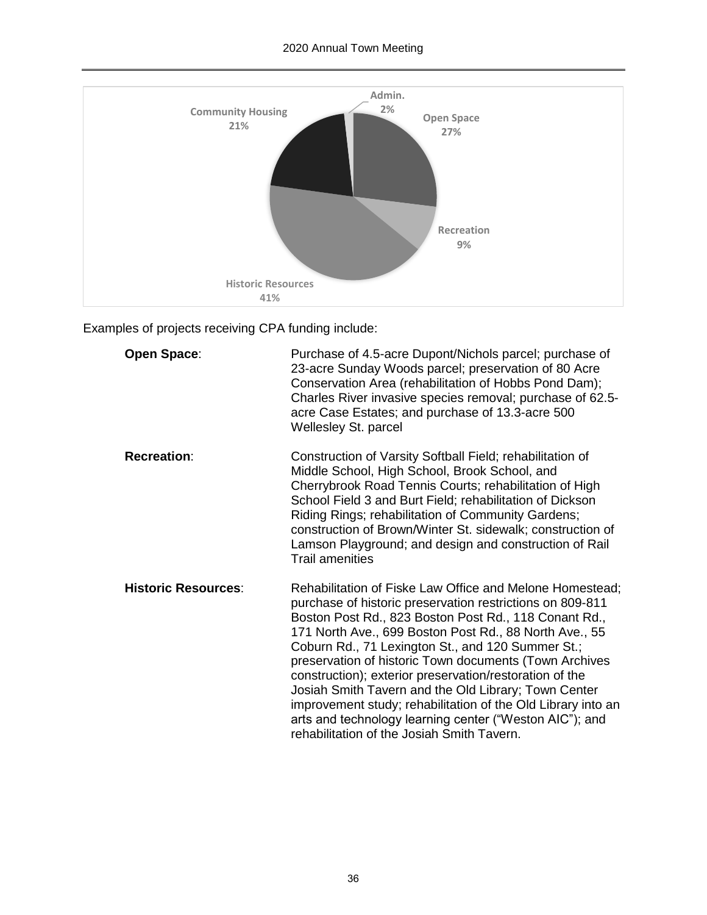Admin. 2%

Open Space 27%

Recreation 9%

Historic Resources 41%

Community Housing 21%

Examples of projects receiving CPA funding include:

| | |
|---|---|
| **Open Space**: | Purchase of 4.5-acre Dupont/Nichols parcel; purchase of 23-acre Sunday Woods parcel; preservation of 80 Acre Conservation Area (rehabilitation of Hobbs Pond Dam); Charles River invasive species removal; purchase of 62.5-acre Case Estates; and purchase of 13.3-acre 500 Wellesley St. parcel |
| **Recreation**: | Construction of Varsity Softball Field; rehabilitation of Middle School, High School, Brook School, and Cherrybrook Road Tennis Courts; rehabilitation of High School Field 3 and Burt Field; rehabilitation of Dickson Riding Rings; rehabilitation of Community Gardens; construction of Brown/Winter St. sidewalk; construction of Lamson Playground; and design and construction of Rail Trail amenities |
| **Historic Resources**: | Rehabilitation of Fiske Law Office and Melone Homestead; purchase of historic preservation restrictions on 809-811 Boston Post Rd., 823 Boston Post Rd., 118 Conant Rd., 171 North Ave., 699 Boston Post Rd., 88 North Ave., 55 Coburn Rd., 71 Lexington St., and 120 Summer St.; preservation of historic Town documents (Town Archives construction); exterior preservation/restoration of the Josiah Smith Tavern and the Old Library; Town Center improvement study; rehabilitation of the Old Library into an arts and technology learning center ("Weston AIC"); and rehabilitation of the Josiah Smith Tavern. |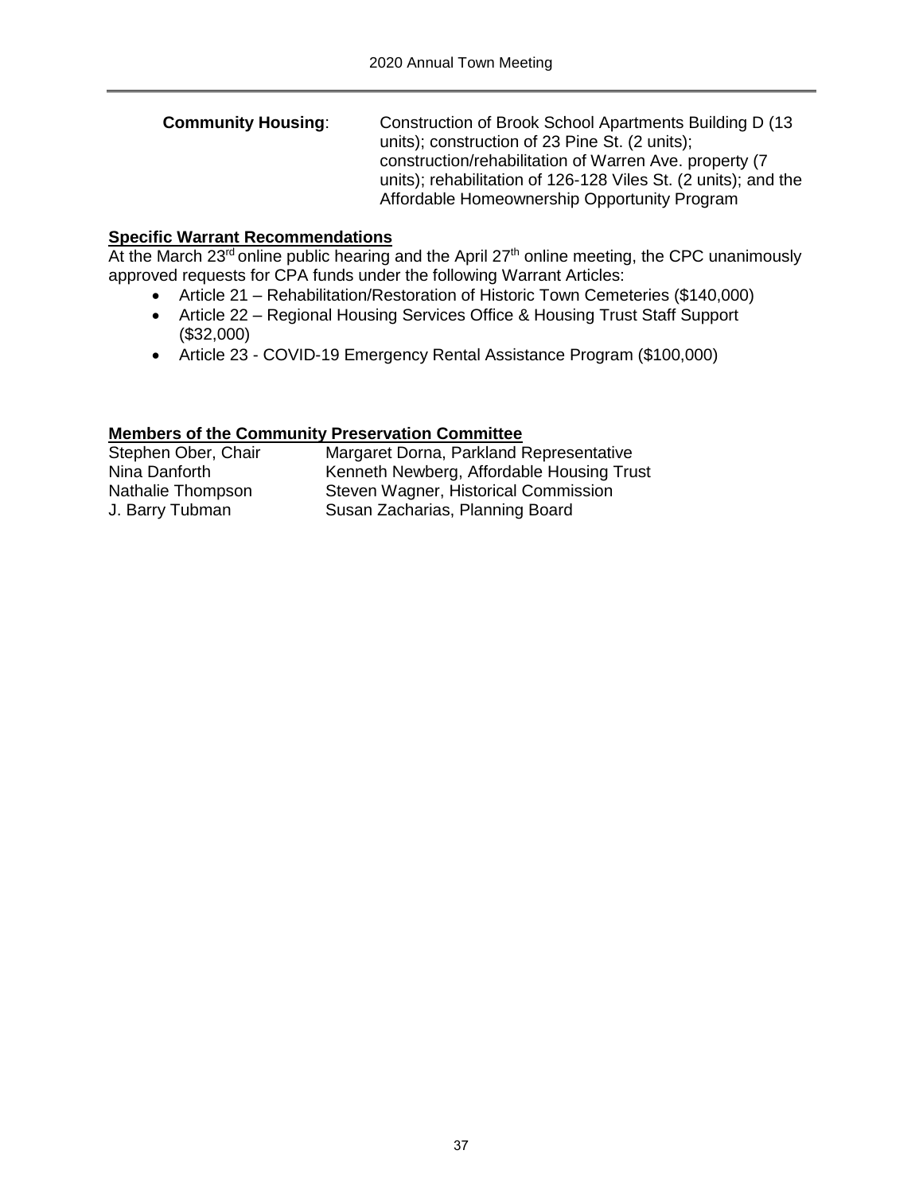| | |
|---|---|
| **Community Housing**: | Construction of Brook School Apartments Building D (13 units); construction of 23 Pine St. (2 units); construction/rehabilitation of Warren Ave. property (7 units); rehabilitation of 126-128 Viles St. (2 units); and the Affordable Homeownership Opportunity Program |

**Specific Warrant Recommendations**

At the March 23rd online public hearing and the April 27th online meeting, the CPC unanimously approved requests for CPA funds under the following Warrant Articles:

- Article 21 – Rehabilitation/Restoration of Historic Town Cemeteries ($140,000)
- Article 22 – Regional Housing Services Office & Housing Trust Staff Support ($32,000)
- Article 23 - COVID-19 Emergency Rental Assistance Program ($100,000)

**Members of the Community Preservation Committee**

| | |
|---|---|
| Stephen Ober, Chair | Margaret Dorna, Parkland Representative |
| Nina Danforth | Kenneth Newberg, Affordable Housing Trust |
| Nathalie Thompson | Steven Wagner, Historical Commission |
| J. Barry Tubman | Susan Zacharias, Planning Board |